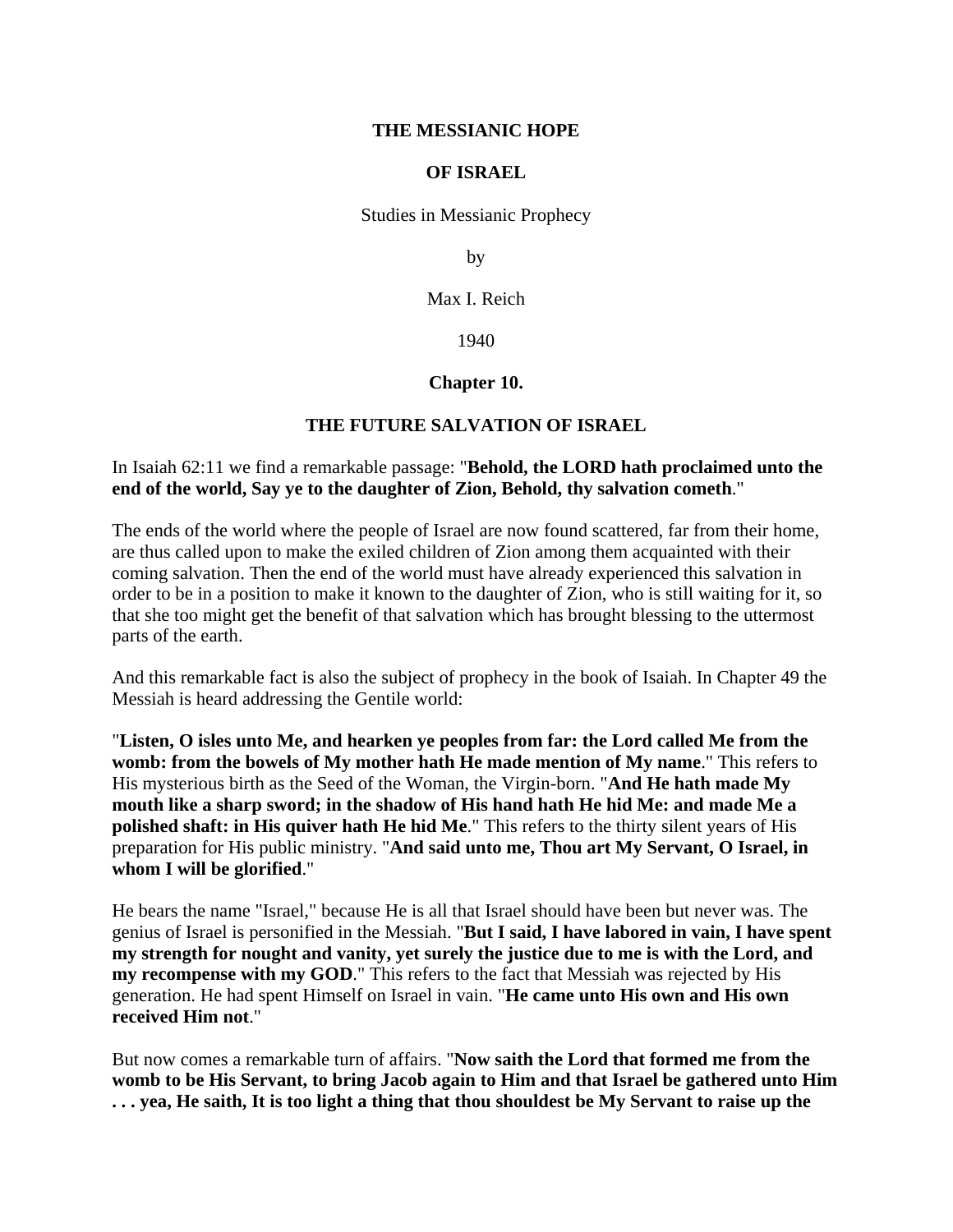**THE MESSIANIC HOPE**

**OF ISRAEL**

Studies in Messianic Prophecy

by

Max I. Reich

1940

## Chapter 10.

## THE FUTURE SALVATION OF ISRAEL

In Isaiah 62:11 we find a remarkable passage: "**Behold, the LORD hath proclaimed unto the end of the world, Say ye to the daughter of Zion, Behold, thy salvation cometh**."

The ends of the world where the people of Israel are now found scattered, far from their home, are thus called upon to make the exiled children of Zion among them acquainted with their coming salvation. Then the end of the world must have already experienced this salvation in order to be in a position to make it known to the daughter of Zion, who is still waiting for it, so that she too might get the benefit of that salvation which has brought blessing to the uttermost parts of the earth.

And this remarkable fact is also the subject of prophecy in the book of Isaiah. In Chapter 49 the Messiah is heard addressing the Gentile world:

"**Listen, O isles unto Me, and hearken ye peoples from far: the Lord called Me from the womb: from the bowels of My mother hath He made mention of My name**." This refers to His mysterious birth as the Seed of the Woman, the Virgin-born. "**And He hath made My mouth like a sharp sword; in the shadow of His hand hath He hid Me: and made Me a polished shaft: in His quiver hath He hid Me**." This refers to the thirty silent years of His preparation for His public ministry. "**And said unto me, Thou art My Servant, O Israel, in whom I will be glorified**."

He bears the name "Israel," because He is all that Israel should have been but never was. The genius of Israel is personified in the Messiah. "**But I said, I have labored in vain, I have spent my strength for nought and vanity, yet surely the justice due to me is with the Lord, and my recompense with my GOD**." This refers to the fact that Messiah was rejected by His generation. He had spent Himself on Israel in vain. "**He came unto His own and His own received Him not**."

But now comes a remarkable turn of affairs. "**Now saith the Lord that formed me from the womb to be His Servant, to bring Jacob again to Him and that Israel be gathered unto Him . . . yea, He saith, It is too light a thing that thou shouldest be My Servant to raise up the**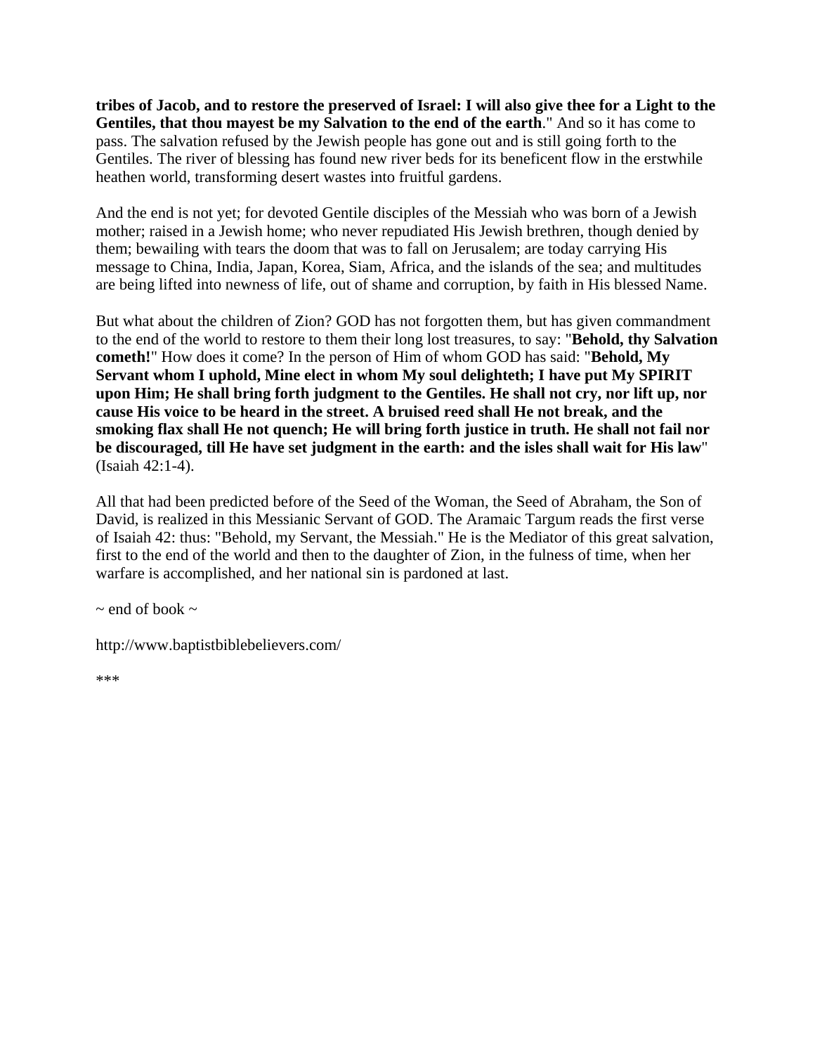**tribes of Jacob, and to restore the preserved of Israel: I will also give thee for a Light to the Gentiles, that thou mayest be my Salvation to the end of the earth**." And so it has come to pass. The salvation refused by the Jewish people has gone out and is still going forth to the Gentiles. The river of blessing has found new river beds for its beneficent flow in the erstwhile heathen world, transforming desert wastes into fruitful gardens.

And the end is not yet; for devoted Gentile disciples of the Messiah who was born of a Jewish mother; raised in a Jewish home; who never repudiated His Jewish brethren, though denied by them; bewailing with tears the doom that was to fall on Jerusalem; are today carrying His message to China, India, Japan, Korea, Siam, Africa, and the islands of the sea; and multitudes are being lifted into newness of life, out of shame and corruption, by faith in His blessed Name.

But what about the children of Zion? GOD has not forgotten them, but has given commandment to the end of the world to restore to them their long lost treasures, to say: "**Behold, thy Salvation cometh!**" How does it come? In the person of Him of whom GOD has said: "**Behold, My Servant whom I uphold, Mine elect in whom My soul delighteth; I have put My SPIRIT upon Him; He shall bring forth judgment to the Gentiles. He shall not cry, nor lift up, nor cause His voice to be heard in the street. A bruised reed shall He not break, and the smoking flax shall He not quench; He will bring forth justice in truth. He shall not fail nor be discouraged, till He have set judgment in the earth: and the isles shall wait for His law**" (Isaiah 42:1-4).

All that had been predicted before of the Seed of the Woman, the Seed of Abraham, the Son of David, is realized in this Messianic Servant of GOD. The Aramaic Targum reads the first verse of Isaiah 42: thus: "Behold, my Servant, the Messiah." He is the Mediator of this great salvation, first to the end of the world and then to the daughter of Zion, in the fulness of time, when her warfare is accomplished, and her national sin is pardoned at last.

~ end of book ~

http://www.baptistbiblebelievers.com/

***